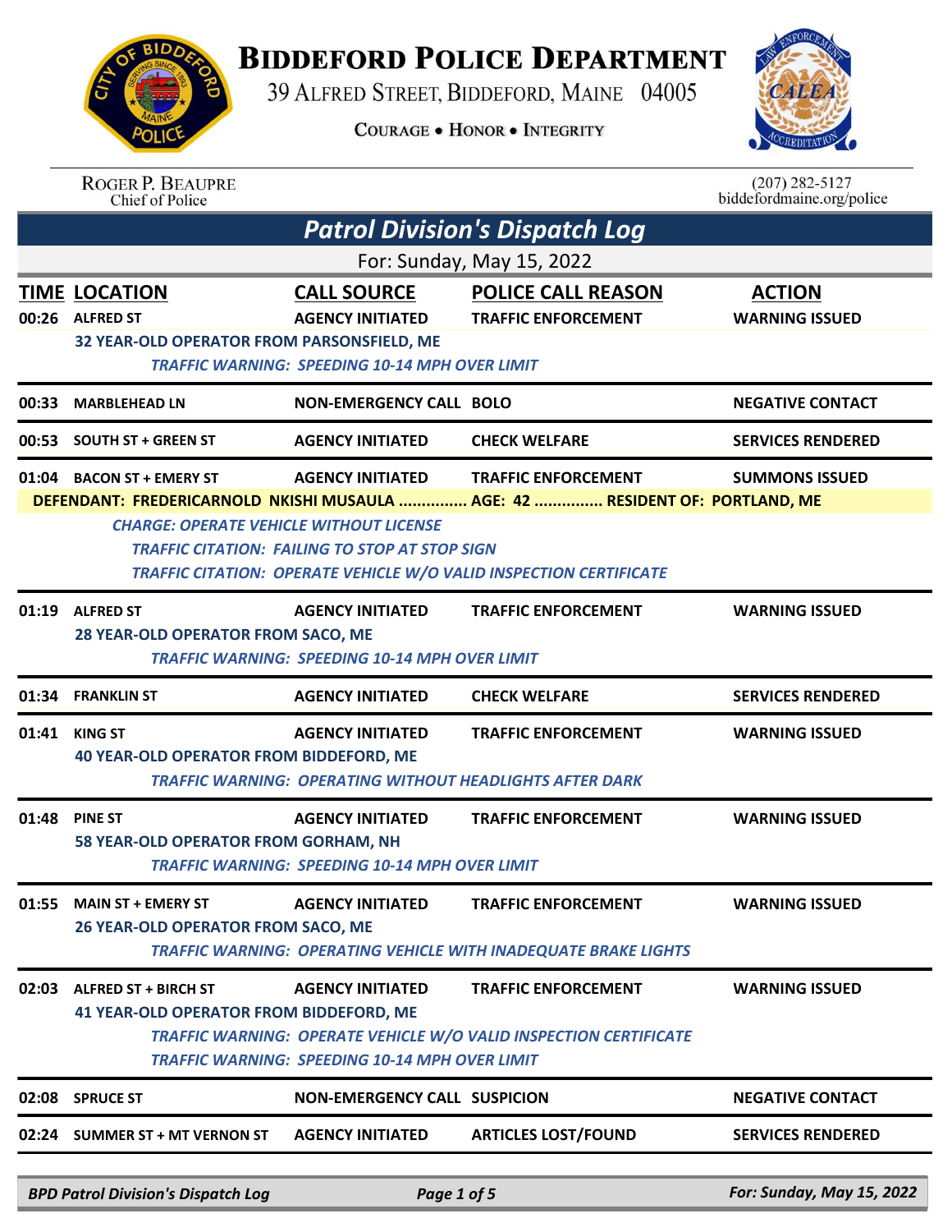# Biddeford Police Department

39 Alfred Street, Biddeford, Maine 04005

Courage • Honor • Integrity

Roger P. Beaupre
Chief of Police

(207) 282-5127
biddefordmaine.org/police

## Patrol Division's Dispatch Log

For: Sunday, May 15, 2022

| TIME | LOCATION | CALL SOURCE | POLICE CALL REASON | ACTION |
|---|---|---|---|---|
| 00:26 | ALFRED ST | AGENCY INITIATED | TRAFFIC ENFORCEMENT | WARNING ISSUED |
| | 32 YEAR-OLD OPERATOR FROM PARSONSFIELD, ME<br>*TRAFFIC WARNING: SPEEDING 10-14 MPH OVER LIMIT* | | | |
| 00:33 | MARBLEHEAD LN | NON-EMERGENCY CALL | BOLO | NEGATIVE CONTACT |
| 00:53 | SOUTH ST + GREEN ST | AGENCY INITIATED | CHECK WELFARE | SERVICES RENDERED |
| 01:04 | BACON ST + EMERY ST | AGENCY INITIATED | TRAFFIC ENFORCEMENT | SUMMONS ISSUED |
| | DEFENDANT: FREDERICARNOLD NKISHI MUSAULA ............... AGE: 42 ............... RESIDENT OF: PORTLAND, ME<br>*CHARGE: OPERATE VEHICLE WITHOUT LICENSE*<br>*TRAFFIC CITATION: FAILING TO STOP AT STOP SIGN*<br>*TRAFFIC CITATION: OPERATE VEHICLE W/O VALID INSPECTION CERTIFICATE* | | | |
| 01:19 | ALFRED ST | AGENCY INITIATED | TRAFFIC ENFORCEMENT | WARNING ISSUED |
| | 28 YEAR-OLD OPERATOR FROM SACO, ME<br>*TRAFFIC WARNING: SPEEDING 10-14 MPH OVER LIMIT* | | | |
| 01:34 | FRANKLIN ST | AGENCY INITIATED | CHECK WELFARE | SERVICES RENDERED |
| 01:41 | KING ST | AGENCY INITIATED | TRAFFIC ENFORCEMENT | WARNING ISSUED |
| | 40 YEAR-OLD OPERATOR FROM BIDDEFORD, ME<br>*TRAFFIC WARNING: OPERATING WITHOUT HEADLIGHTS AFTER DARK* | | | |
| 01:48 | PINE ST | AGENCY INITIATED | TRAFFIC ENFORCEMENT | WARNING ISSUED |
| | 58 YEAR-OLD OPERATOR FROM GORHAM, NH<br>*TRAFFIC WARNING: SPEEDING 10-14 MPH OVER LIMIT* | | | |
| 01:55 | MAIN ST + EMERY ST | AGENCY INITIATED | TRAFFIC ENFORCEMENT | WARNING ISSUED |
| | 26 YEAR-OLD OPERATOR FROM SACO, ME<br>*TRAFFIC WARNING: OPERATING VEHICLE WITH INADEQUATE BRAKE LIGHTS* | | | |
| 02:03 | ALFRED ST + BIRCH ST | AGENCY INITIATED | TRAFFIC ENFORCEMENT | WARNING ISSUED |
| | 41 YEAR-OLD OPERATOR FROM BIDDEFORD, ME<br>*TRAFFIC WARNING: OPERATE VEHICLE W/O VALID INSPECTION CERTIFICATE*<br>*TRAFFIC WARNING: SPEEDING 10-14 MPH OVER LIMIT* | | | |
| 02:08 | SPRUCE ST | NON-EMERGENCY CALL | SUSPICION | NEGATIVE CONTACT |
| 02:24 | SUMMER ST + MT VERNON ST | AGENCY INITIATED | ARTICLES LOST/FOUND | SERVICES RENDERED |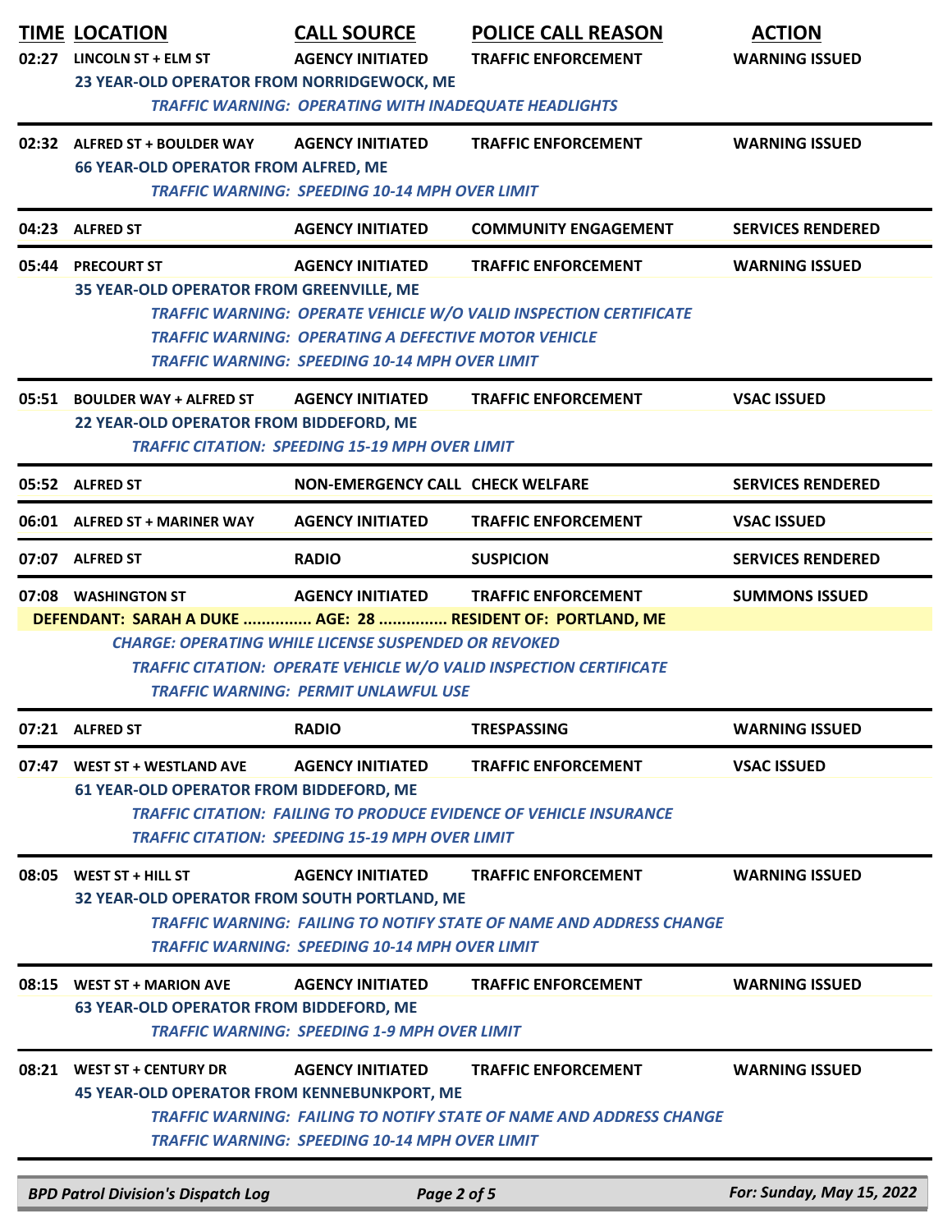| TIME | LOCATION | CALL SOURCE | POLICE CALL REASON | ACTION |
|---|---|---|---|---|
| 02:27 | LINCOLN ST + ELM ST | AGENCY INITIATED | TRAFFIC ENFORCEMENT | WARNING ISSUED |

23 YEAR-OLD OPERATOR FROM NORRIDGEWOCK, ME

*TRAFFIC WARNING: OPERATING WITH INADEQUATE HEADLIGHTS*

| TIME | LOCATION | CALL SOURCE | POLICE CALL REASON | ACTION |
|---|---|---|---|---|
| 02:32 | ALFRED ST + BOULDER WAY | AGENCY INITIATED | TRAFFIC ENFORCEMENT | WARNING ISSUED |

66 YEAR-OLD OPERATOR FROM ALFRED, ME

*TRAFFIC WARNING: SPEEDING 10-14 MPH OVER LIMIT*

| TIME | LOCATION | CALL SOURCE | POLICE CALL REASON | ACTION |
|---|---|---|---|---|
| 04:23 | ALFRED ST | AGENCY INITIATED | COMMUNITY ENGAGEMENT | SERVICES RENDERED |
| 05:44 | PRECOURT ST | AGENCY INITIATED | TRAFFIC ENFORCEMENT | WARNING ISSUED |

35 YEAR-OLD OPERATOR FROM GREENVILLE, ME

*TRAFFIC WARNING: OPERATE VEHICLE W/O VALID INSPECTION CERTIFICATE*
*TRAFFIC WARNING: OPERATING A DEFECTIVE MOTOR VEHICLE*
*TRAFFIC WARNING: SPEEDING 10-14 MPH OVER LIMIT*

| TIME | LOCATION | CALL SOURCE | POLICE CALL REASON | ACTION |
|---|---|---|---|---|
| 05:51 | BOULDER WAY + ALFRED ST | AGENCY INITIATED | TRAFFIC ENFORCEMENT | VSAC ISSUED |

22 YEAR-OLD OPERATOR FROM BIDDEFORD, ME

*TRAFFIC CITATION: SPEEDING 15-19 MPH OVER LIMIT*

| TIME | LOCATION | CALL SOURCE | POLICE CALL REASON | ACTION |
|---|---|---|---|---|
| 05:52 | ALFRED ST | NON-EMERGENCY CALL | CHECK WELFARE | SERVICES RENDERED |
| 06:01 | ALFRED ST + MARINER WAY | AGENCY INITIATED | TRAFFIC ENFORCEMENT | VSAC ISSUED |
| 07:07 | ALFRED ST | RADIO | SUSPICION | SERVICES RENDERED |
| 07:08 | WASHINGTON ST | AGENCY INITIATED | TRAFFIC ENFORCEMENT | SUMMONS ISSUED |

**DEFENDANT: SARAH A DUKE ............... AGE: 28 ............... RESIDENT OF: PORTLAND, ME**

*CHARGE: OPERATING WHILE LICENSE SUSPENDED OR REVOKED*
*TRAFFIC CITATION: OPERATE VEHICLE W/O VALID INSPECTION CERTIFICATE*
*TRAFFIC WARNING: PERMIT UNLAWFUL USE*

| TIME | LOCATION | CALL SOURCE | POLICE CALL REASON | ACTION |
|---|---|---|---|---|
| 07:21 | ALFRED ST | RADIO | TRESPASSING | WARNING ISSUED |
| 07:47 | WEST ST + WESTLAND AVE | AGENCY INITIATED | TRAFFIC ENFORCEMENT | VSAC ISSUED |

61 YEAR-OLD OPERATOR FROM BIDDEFORD, ME

*TRAFFIC CITATION: FAILING TO PRODUCE EVIDENCE OF VEHICLE INSURANCE*
*TRAFFIC CITATION: SPEEDING 15-19 MPH OVER LIMIT*

| TIME | LOCATION | CALL SOURCE | POLICE CALL REASON | ACTION |
|---|---|---|---|---|
| 08:05 | WEST ST + HILL ST | AGENCY INITIATED | TRAFFIC ENFORCEMENT | WARNING ISSUED |

32 YEAR-OLD OPERATOR FROM SOUTH PORTLAND, ME

*TRAFFIC WARNING: FAILING TO NOTIFY STATE OF NAME AND ADDRESS CHANGE*
*TRAFFIC WARNING: SPEEDING 10-14 MPH OVER LIMIT*

| TIME | LOCATION | CALL SOURCE | POLICE CALL REASON | ACTION |
|---|---|---|---|---|
| 08:15 | WEST ST + MARION AVE | AGENCY INITIATED | TRAFFIC ENFORCEMENT | WARNING ISSUED |

63 YEAR-OLD OPERATOR FROM BIDDEFORD, ME

*TRAFFIC WARNING: SPEEDING 1-9 MPH OVER LIMIT*

| TIME | LOCATION | CALL SOURCE | POLICE CALL REASON | ACTION |
|---|---|---|---|---|
| 08:21 | WEST ST + CENTURY DR | AGENCY INITIATED | TRAFFIC ENFORCEMENT | WARNING ISSUED |

45 YEAR-OLD OPERATOR FROM KENNEBUNKPORT, ME

*TRAFFIC WARNING: FAILING TO NOTIFY STATE OF NAME AND ADDRESS CHANGE*
*TRAFFIC WARNING: SPEEDING 10-14 MPH OVER LIMIT*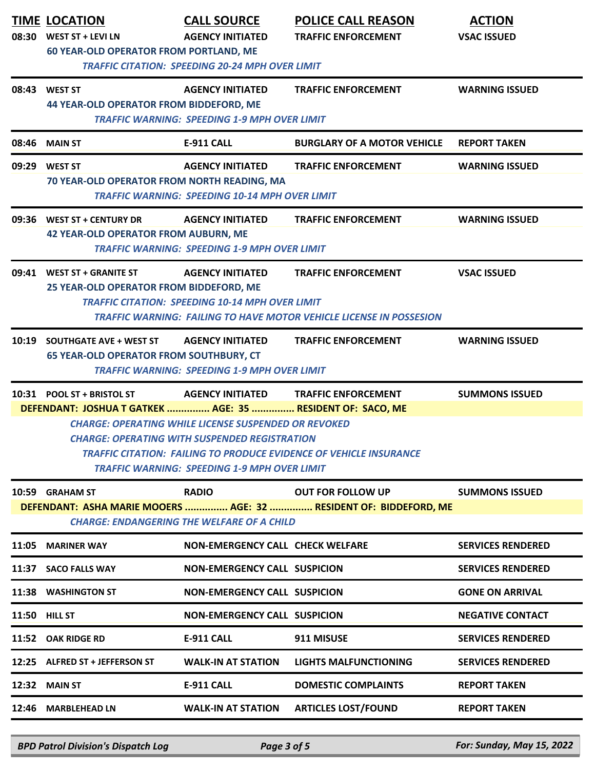| TIME | LOCATION | CALL SOURCE | POLICE CALL REASON | ACTION |
|---|---|---|---|---|
| 08:30 | WEST ST + LEVI LN | AGENCY INITIATED | TRAFFIC ENFORCEMENT | VSAC ISSUED |

**60 YEAR-OLD OPERATOR FROM PORTLAND, ME**
*TRAFFIC CITATION: SPEEDING 20-24 MPH OVER LIMIT*

| TIME | LOCATION | CALL SOURCE | POLICE CALL REASON | ACTION |
|---|---|---|---|---|
| 08:43 | WEST ST | AGENCY INITIATED | TRAFFIC ENFORCEMENT | WARNING ISSUED |

**44 YEAR-OLD OPERATOR FROM BIDDEFORD, ME**
*TRAFFIC WARNING: SPEEDING 1-9 MPH OVER LIMIT*

| TIME | LOCATION | CALL SOURCE | POLICE CALL REASON | ACTION |
|---|---|---|---|---|
| 08:46 | MAIN ST | E-911 CALL | BURGLARY OF A MOTOR VEHICLE | REPORT TAKEN |
| 09:29 | WEST ST | AGENCY INITIATED | TRAFFIC ENFORCEMENT | WARNING ISSUED |

**70 YEAR-OLD OPERATOR FROM NORTH READING, MA**
*TRAFFIC WARNING: SPEEDING 10-14 MPH OVER LIMIT*

| TIME | LOCATION | CALL SOURCE | POLICE CALL REASON | ACTION |
|---|---|---|---|---|
| 09:36 | WEST ST + CENTURY DR | AGENCY INITIATED | TRAFFIC ENFORCEMENT | WARNING ISSUED |

**42 YEAR-OLD OPERATOR FROM AUBURN, ME**
*TRAFFIC WARNING: SPEEDING 1-9 MPH OVER LIMIT*

| TIME | LOCATION | CALL SOURCE | POLICE CALL REASON | ACTION |
|---|---|---|---|---|
| 09:41 | WEST ST + GRANITE ST | AGENCY INITIATED | TRAFFIC ENFORCEMENT | VSAC ISSUED |

**25 YEAR-OLD OPERATOR FROM BIDDEFORD, ME**
*TRAFFIC CITATION: SPEEDING 10-14 MPH OVER LIMIT*
*TRAFFIC WARNING: FAILING TO HAVE MOTOR VEHICLE LICENSE IN POSSESION*

| TIME | LOCATION | CALL SOURCE | POLICE CALL REASON | ACTION |
|---|---|---|---|---|
| 10:19 | SOUTHGATE AVE + WEST ST | AGENCY INITIATED | TRAFFIC ENFORCEMENT | WARNING ISSUED |

**65 YEAR-OLD OPERATOR FROM SOUTHBURY, CT**
*TRAFFIC WARNING: SPEEDING 1-9 MPH OVER LIMIT*

| TIME | LOCATION | CALL SOURCE | POLICE CALL REASON | ACTION |
|---|---|---|---|---|
| 10:31 | POOL ST + BRISTOL ST | AGENCY INITIATED | TRAFFIC ENFORCEMENT | SUMMONS ISSUED |

**DEFENDANT: JOSHUA T GATKEK ............... AGE: 35 ............... RESIDENT OF: SACO, ME**
*CHARGE: OPERATING WHILE LICENSE SUSPENDED OR REVOKED*
*CHARGE: OPERATING WITH SUSPENDED REGISTRATION*
*TRAFFIC CITATION: FAILING TO PRODUCE EVIDENCE OF VEHICLE INSURANCE*
*TRAFFIC WARNING: SPEEDING 1-9 MPH OVER LIMIT*

| TIME | LOCATION | CALL SOURCE | POLICE CALL REASON | ACTION |
|---|---|---|---|---|
| 10:59 | GRAHAM ST | RADIO | OUT FOR FOLLOW UP | SUMMONS ISSUED |

**DEFENDANT: ASHA MARIE MOOERS ............... AGE: 32 ............... RESIDENT OF: BIDDEFORD, ME**
*CHARGE: ENDANGERING THE WELFARE OF A CHILD*

| TIME | LOCATION | CALL SOURCE | POLICE CALL REASON | ACTION |
|---|---|---|---|---|
| 11:05 | MARINER WAY | NON-EMERGENCY CALL | CHECK WELFARE | SERVICES RENDERED |
| 11:37 | SACO FALLS WAY | NON-EMERGENCY CALL | SUSPICION | SERVICES RENDERED |
| 11:38 | WASHINGTON ST | NON-EMERGENCY CALL | SUSPICION | GONE ON ARRIVAL |
| 11:50 | HILL ST | NON-EMERGENCY CALL | SUSPICION | NEGATIVE CONTACT |
| 11:52 | OAK RIDGE RD | E-911 CALL | 911 MISUSE | SERVICES RENDERED |
| 12:25 | ALFRED ST + JEFFERSON ST | WALK-IN AT STATION | LIGHTS MALFUNCTIONING | SERVICES RENDERED |
| 12:32 | MAIN ST | E-911 CALL | DOMESTIC COMPLAINTS | REPORT TAKEN |
| 12:46 | MARBLEHEAD LN | WALK-IN AT STATION | ARTICLES LOST/FOUND | REPORT TAKEN |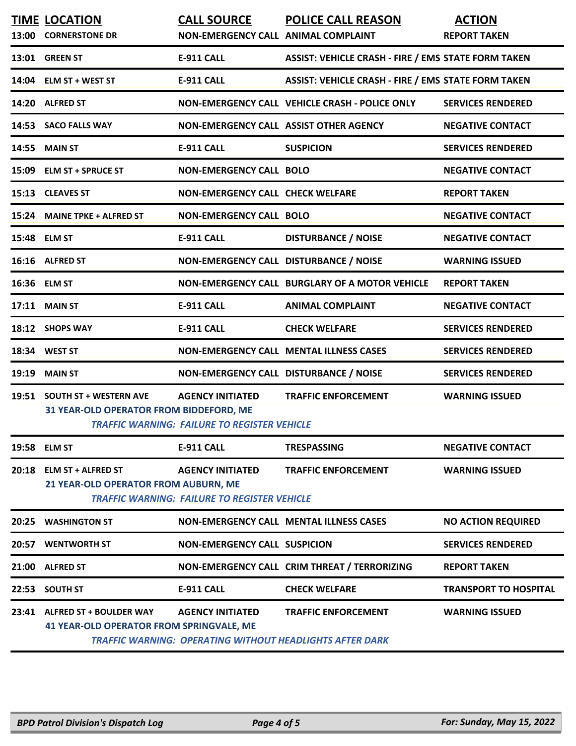| TIME | LOCATION | CALL SOURCE | POLICE CALL REASON | ACTION |
|---|---|---|---|---|
| 13:00 | CORNERSTONE DR | NON-EMERGENCY CALL | ANIMAL COMPLAINT | REPORT TAKEN |
| 13:01 | GREEN ST | E-911 CALL | ASSIST: VEHICLE CRASH - FIRE / EMS | STATE FORM TAKEN |
| 14:04 | ELM ST + WEST ST | E-911 CALL | ASSIST: VEHICLE CRASH - FIRE / EMS | STATE FORM TAKEN |
| 14:20 | ALFRED ST | NON-EMERGENCY CALL | VEHICLE CRASH - POLICE ONLY | SERVICES RENDERED |
| 14:53 | SACO FALLS WAY | NON-EMERGENCY CALL | ASSIST OTHER AGENCY | NEGATIVE CONTACT |
| 14:55 | MAIN ST | E-911 CALL | SUSPICION | SERVICES RENDERED |
| 15:09 | ELM ST + SPRUCE ST | NON-EMERGENCY CALL | BOLO | NEGATIVE CONTACT |
| 15:13 | CLEAVES ST | NON-EMERGENCY CALL | CHECK WELFARE | REPORT TAKEN |
| 15:24 | MAINE TPKE + ALFRED ST | NON-EMERGENCY CALL | BOLO | NEGATIVE CONTACT |
| 15:48 | ELM ST | E-911 CALL | DISTURBANCE / NOISE | NEGATIVE CONTACT |
| 16:16 | ALFRED ST | NON-EMERGENCY CALL | DISTURBANCE / NOISE | WARNING ISSUED |
| 16:36 | ELM ST | NON-EMERGENCY CALL | BURGLARY OF A MOTOR VEHICLE | REPORT TAKEN |
| 17:11 | MAIN ST | E-911 CALL | ANIMAL COMPLAINT | NEGATIVE CONTACT |
| 18:12 | SHOPS WAY | E-911 CALL | CHECK WELFARE | SERVICES RENDERED |
| 18:34 | WEST ST | NON-EMERGENCY CALL | MENTAL ILLNESS CASES | SERVICES RENDERED |
| 19:19 | MAIN ST | NON-EMERGENCY CALL | DISTURBANCE / NOISE | SERVICES RENDERED |
| 19:51 | SOUTH ST + WESTERN AVE<br>31 YEAR-OLD OPERATOR FROM BIDDEFORD, ME<br>*TRAFFIC WARNING: FAILURE TO REGISTER VEHICLE* | AGENCY INITIATED | TRAFFIC ENFORCEMENT | WARNING ISSUED |
| 19:58 | ELM ST | E-911 CALL | TRESPASSING | NEGATIVE CONTACT |
| 20:18 | ELM ST + ALFRED ST<br>21 YEAR-OLD OPERATOR FROM AUBURN, ME<br>*TRAFFIC WARNING: FAILURE TO REGISTER VEHICLE* | AGENCY INITIATED | TRAFFIC ENFORCEMENT | WARNING ISSUED |
| 20:25 | WASHINGTON ST | NON-EMERGENCY CALL | MENTAL ILLNESS CASES | NO ACTION REQUIRED |
| 20:57 | WENTWORTH ST | NON-EMERGENCY CALL | SUSPICION | SERVICES RENDERED |
| 21:00 | ALFRED ST | NON-EMERGENCY CALL | CRIM THREAT / TERRORIZING | REPORT TAKEN |
| 22:53 | SOUTH ST | E-911 CALL | CHECK WELFARE | TRANSPORT TO HOSPITAL |
| 23:41 | ALFRED ST + BOULDER WAY<br>41 YEAR-OLD OPERATOR FROM SPRINGVALE, ME<br>*TRAFFIC WARNING: OPERATING WITHOUT HEADLIGHTS AFTER DARK* | AGENCY INITIATED | TRAFFIC ENFORCEMENT | WARNING ISSUED |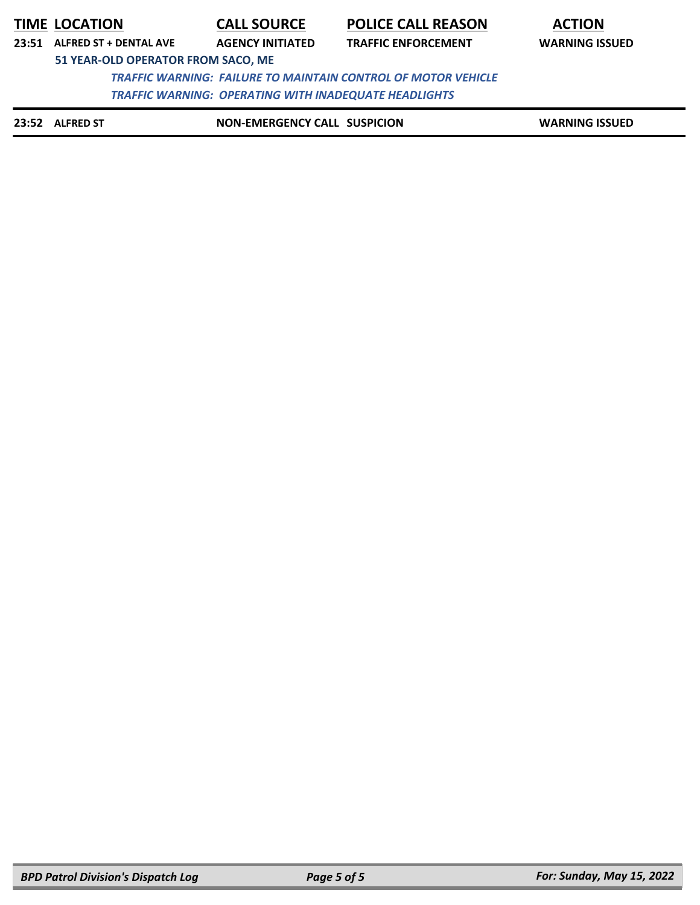| TIME | LOCATION | CALL SOURCE | POLICE CALL REASON | ACTION |
|---|---|---|---|---|
| 23:51 | ALFRED ST + DENTAL AVE | AGENCY INITIATED | TRAFFIC ENFORCEMENT | WARNING ISSUED |
| | 51 YEAR-OLD OPERATOR FROM SACO, ME | | | |
| | | *TRAFFIC WARNING: FAILURE TO MAINTAIN CONTROL OF MOTOR VEHICLE* | | |
| | | *TRAFFIC WARNING: OPERATING WITH INADEQUATE HEADLIGHTS* | | |
| 23:52 | ALFRED ST | NON-EMERGENCY CALL | SUSPICION | WARNING ISSUED |